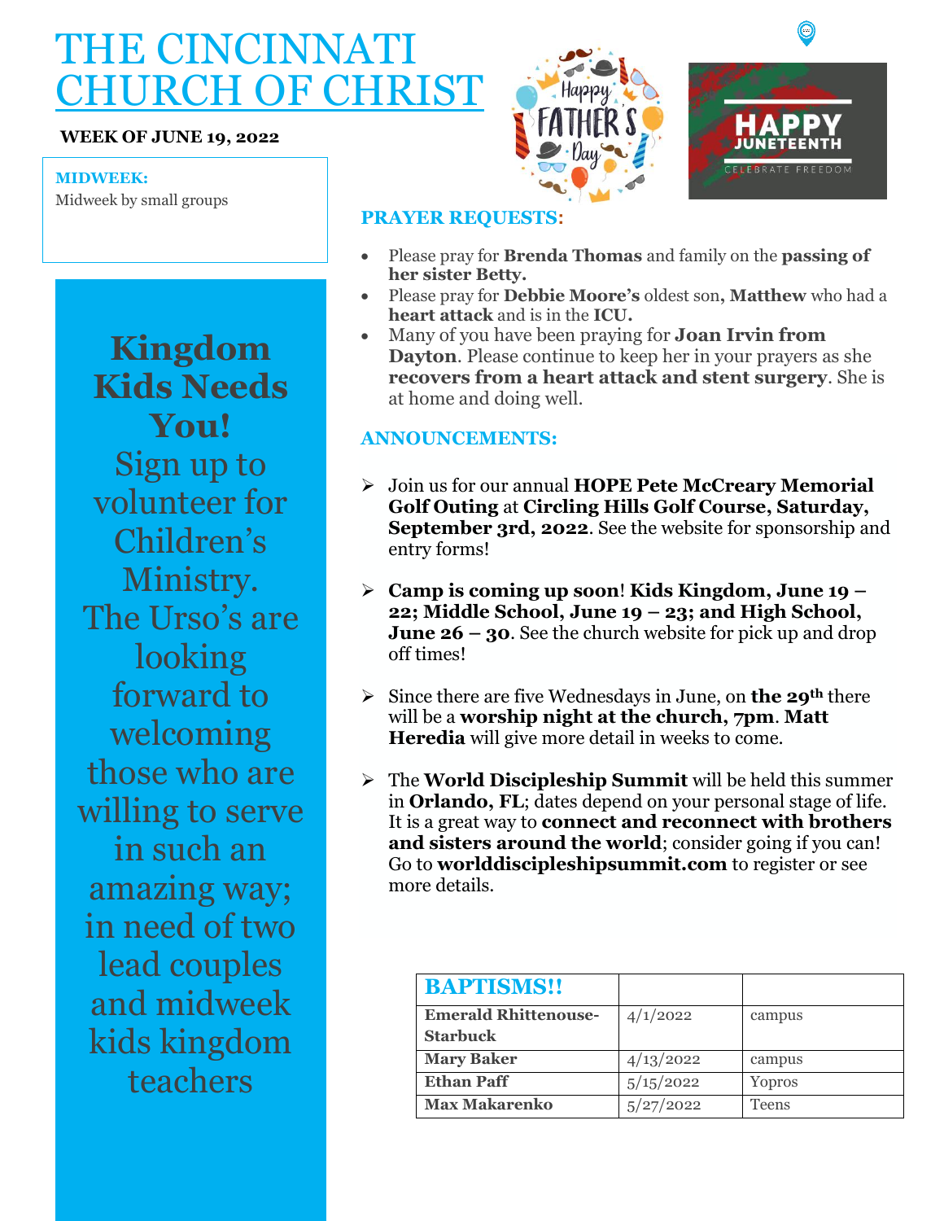# THE CINCINNATI CHURCH OF CHRIST

**WEEK OF JUNE 19, 2022**

**MIDWEEK:**

Midweek by small groups

**Kingdom Kids Needs You!**

Sign up to volunteer for Children's Ministry. The Urso's are looking forward to welcoming those who are willing to serve in such an amazing way; in need of two lead couples and midweek kids kingdom teachers

## PRAYER REQUESTS:

- Please pray for **Brenda Thomas** and family on the **passing of her sister Betty.**
- Please pray for **Debbie Moore's** oldest son**, Matthew** who had a **heart attack** and is in the **ICU.**
- Many of you have been praying for **Joan Irvin from Dayton**. Please continue to keep her in your prayers as she **recovers from a heart attack and stent surgery**. She is at home and doing well.

## ANNOUNCEMENTS:

- Join us for our annual **HOPE Pete McCreary Memorial Golf Outing** at **Circling Hills Golf Course, Saturday, September 3rd, 2022**. See the website for sponsorship and entry forms!
- **Camp is coming up soon**! **Kids Kingdom, June 19 – 22; Middle School, June 19 – 23; and High School, June 26 – 30**. See the church website for pick up and drop off times!
- Since there are five Wednesdays in June, on **the 29th** there will be a **worship night at the church, 7pm**. **Matt Heredia** will give more detail in weeks to come.
- The **World Discipleship Summit** will be held this summer in **Orlando, FL**; dates depend on your personal stage of life. It is a great way to **connect and reconnect with brothers and sisters around the world**; consider going if you can! Go to **worlddiscipleshipsummit.com** to register or see more details.

| BAPTISMS!! | | |
|---|---|---|
| **Emerald Rhittenouse-Starbuck** | 4/1/2022 | campus |
| **Mary Baker** | 4/13/2022 | campus |
| **Ethan Paff** | 5/15/2022 | Yopros |
| **Max Makarenko** | 5/27/2022 | Teens |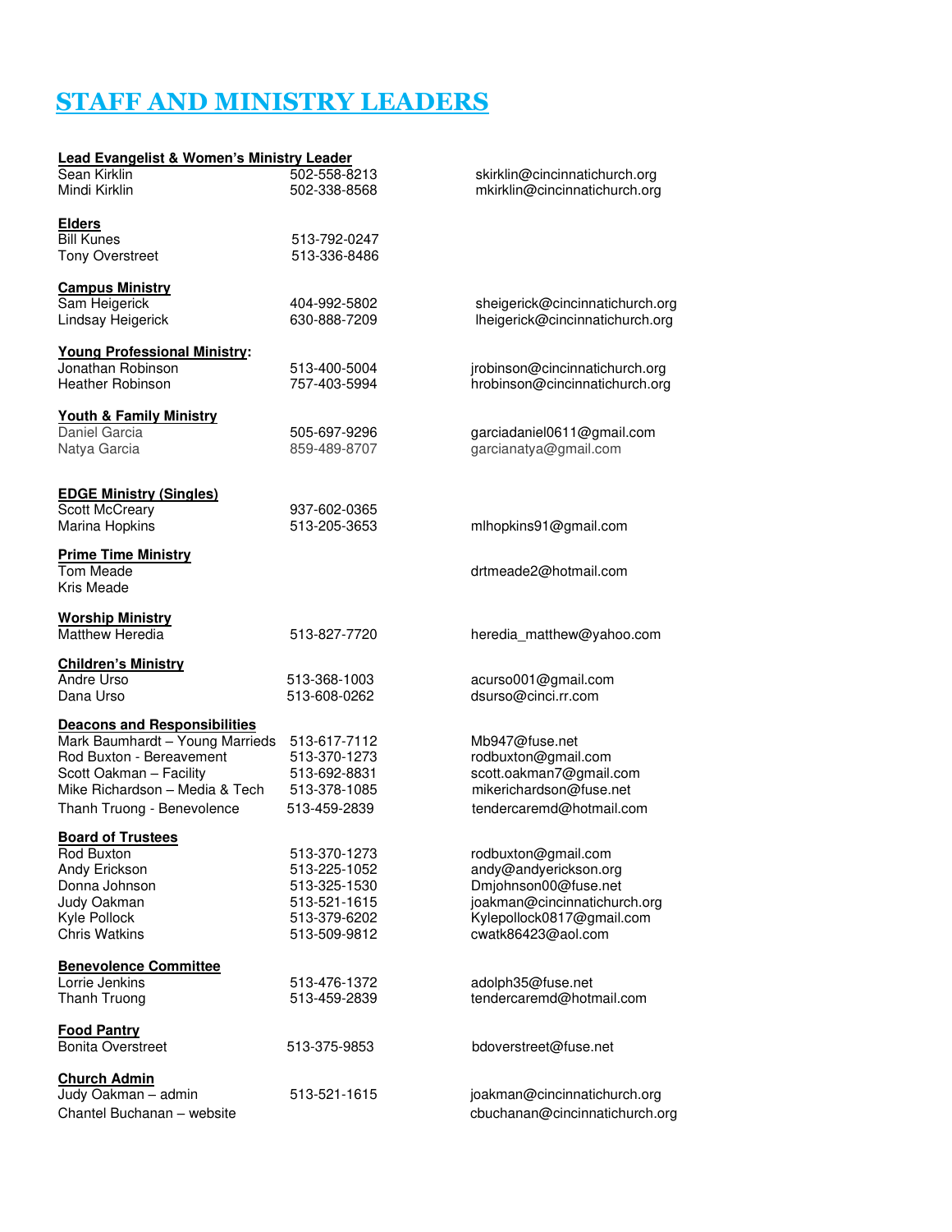# STAFF AND MINISTRY LEADERS

**Lead Evangelist & Women's Ministry Leader**

| | | |
|---|---|---|
| Sean Kirklin | 502-558-8213 | skirklin@cincinnatichurch.org |
| Mindi Kirklin | 502-338-8568 | mkirklin@cincinnatichurch.org |

**Elders**

| | | |
|---|---|---|
| Bill Kunes | 513-792-0247 | |
| Tony Overstreet | 513-336-8486 | |

**Campus Ministry**

| | | |
|---|---|---|
| Sam Heigerick | 404-992-5802 | sheigerick@cincinnatichurch.org |
| Lindsay Heigerick | 630-888-7209 | lheigerick@cincinnatichurch.org |

**Young Professional Ministry:**

| | | |
|---|---|---|
| Jonathan Robinson | 513-400-5004 | jrobinson@cincinnatichurch.org |
| Heather Robinson | 757-403-5994 | hrobinson@cincinnatichurch.org |

**Youth & Family Ministry**

| | | |
|---|---|---|
| Daniel Garcia | 505-697-9296 | garciadaniel0611@gmail.com |
| Natya Garcia | 859-489-8707 | garcianatya@gmail.com |

**EDGE Ministry (Singles)**

| | | |
|---|---|---|
| Scott McCreary | 937-602-0365 | |
| Marina Hopkins | 513-205-3653 | mlhopkins91@gmail.com |

**Prime Time Ministry**

| | | |
|---|---|---|
| Tom Meade | | drtmeade2@hotmail.com |
| Kris Meade | | |

**Worship Ministry**

| | | |
|---|---|---|
| Matthew Heredia | 513-827-7720 | heredia_matthew@yahoo.com |

**Children's Ministry**

| | | |
|---|---|---|
| Andre Urso | 513-368-1003 | acurso001@gmail.com |
| Dana Urso | 513-608-0262 | dsurso@cinci.rr.com |

**Deacons and Responsibilities**

| | | |
|---|---|---|
| Mark Baumhardt – Young Marrieds | 513-617-7112 | Mb947@fuse.net |
| Rod Buxton - Bereavement | 513-370-1273 | rodbuxton@gmail.com |
| Scott Oakman – Facility | 513-692-8831 | scott.oakman7@gmail.com |
| Mike Richardson – Media & Tech | 513-378-1085 | mikerichardson@fuse.net |
| Thanh Truong - Benevolence | 513-459-2839 | tendercaremd@hotmail.com |

**Board of Trustees**

| | | |
|---|---|---|
| Rod Buxton | 513-370-1273 | rodbuxton@gmail.com |
| Andy Erickson | 513-225-1052 | andy@andyerickson.org |
| Donna Johnson | 513-325-1530 | Dmjohnson00@fuse.net |
| Judy Oakman | 513-521-1615 | joakman@cincinnatichurch.org |
| Kyle Pollock | 513-379-6202 | Kylepollock0817@gmail.com |
| Chris Watkins | 513-509-9812 | cwatk86423@aol.com |

**Benevolence Committee**

| | | |
|---|---|---|
| Lorrie Jenkins | 513-476-1372 | adolph35@fuse.net |
| Thanh Truong | 513-459-2839 | tendercaremd@hotmail.com |

**Food Pantry**

| | | |
|---|---|---|
| Bonita Overstreet | 513-375-9853 | bdoverstreet@fuse.net |

**Church Admin**

| | | |
|---|---|---|
| Judy Oakman – admin | 513-521-1615 | joakman@cincinnatichurch.org |
| Chantel Buchanan – website | | cbuchanan@cincinnatichurch.org |